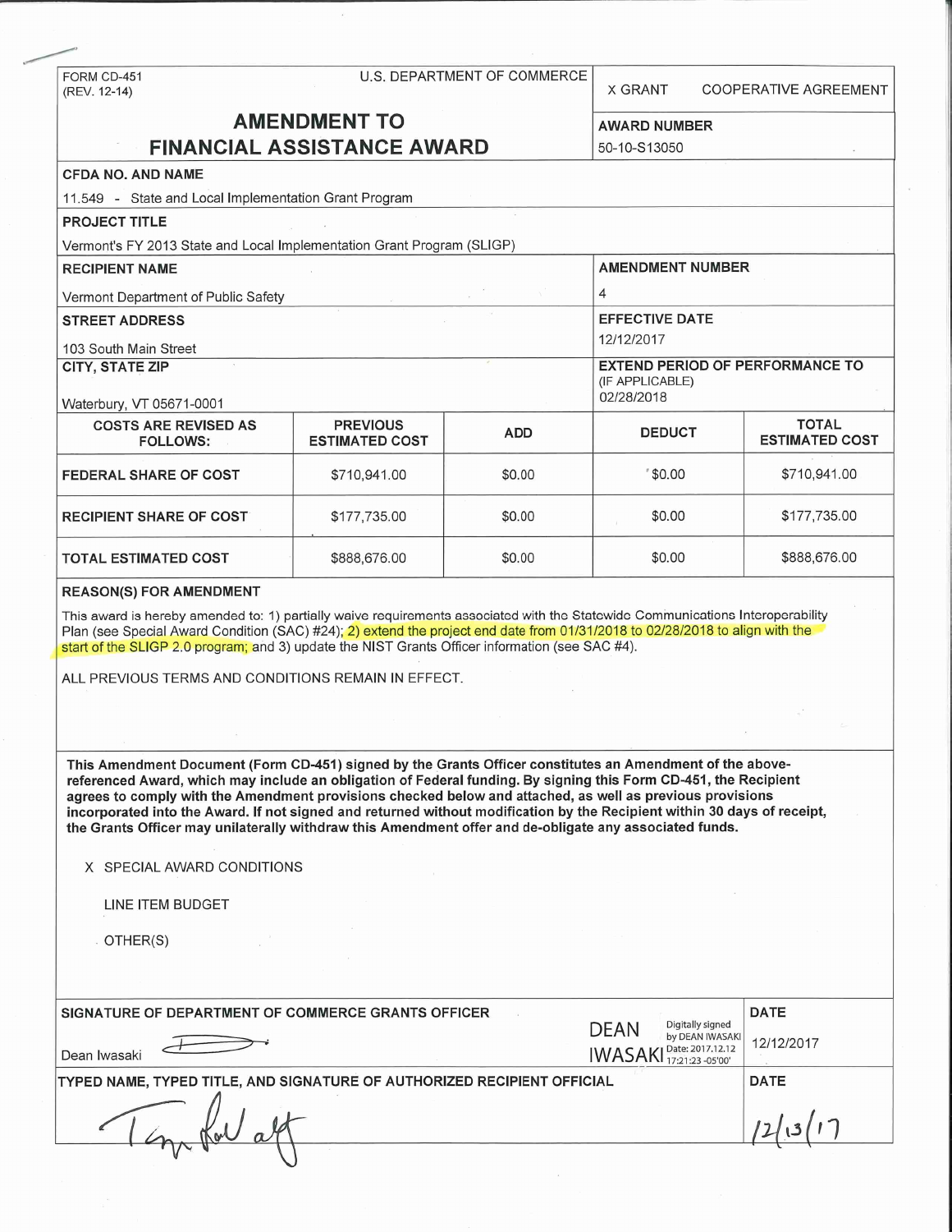FORM CD-451
(REV. 12-14)

U.S. DEPARTMENT OF COMMERCE

X GRANT    COOPERATIVE AGREEMENT

# AMENDMENT TO FINANCIAL ASSISTANCE AWARD

**AWARD NUMBER**
50-10-S13050

**CFDA NO. AND NAME**
11.549 - State and Local Implementation Grant Program

**PROJECT TITLE**
Vermont's FY 2013 State and Local Implementation Grant Program (SLIGP)

**RECIPIENT NAME**
Vermont Department of Public Safety

**AMENDMENT NUMBER**
4

**STREET ADDRESS**
103 South Main Street

**EFFECTIVE DATE**
12/12/2017

**CITY, STATE ZIP**
Waterbury, VT 05671-0001

**EXTEND PERIOD OF PERFORMANCE TO** (IF APPLICABLE)
02/28/2018

| COSTS ARE REVISED AS FOLLOWS: | PREVIOUS ESTIMATED COST | ADD | DEDUCT | TOTAL ESTIMATED COST |
|---|---|---|---|---|
| FEDERAL SHARE OF COST | $710,941.00 | $0.00 | $0.00 | $710,941.00 |
| RECIPIENT SHARE OF COST | $177,735.00 | $0.00 | $0.00 | $177,735.00 |
| TOTAL ESTIMATED COST | $888,676.00 | $0.00 | $0.00 | $888,676.00 |

**REASON(S) FOR AMENDMENT**

This award is hereby amended to: 1) partially waive requirements associated with the Statewide Communications Interoperability Plan (see Special Award Condition (SAC) #24); 2) extend the project end date from 01/31/2018 to 02/28/2018 to align with the start of the SLIGP 2.0 program; and 3) update the NIST Grants Officer information (see SAC #4).

ALL PREVIOUS TERMS AND CONDITIONS REMAIN IN EFFECT.

**This Amendment Document (Form CD-451) signed by the Grants Officer constitutes an Amendment of the above-referenced Award, which may include an obligation of Federal funding. By signing this Form CD-451, the Recipient agrees to comply with the Amendment provisions checked below and attached, as well as previous provisions incorporated into the Award. If not signed and returned without modification by the Recipient within 30 days of receipt, the Grants Officer may unilaterally withdraw this Amendment offer and de-obligate any associated funds.**

X SPECIAL AWARD CONDITIONS

LINE ITEM BUDGET

OTHER(S)

**SIGNATURE OF DEPARTMENT OF COMMERCE GRANTS OFFICER**
Dean Iwasaki

DEAN IWASAKI — Digitally signed by DEAN IWASAKI Date: 2017.12.12 17:21:23 -05'00'

**DATE**
12/12/2017

**TYPED NAME, TYPED TITLE, AND SIGNATURE OF AUTHORIZED RECIPIENT OFFICIAL**

**DATE**
12/13/17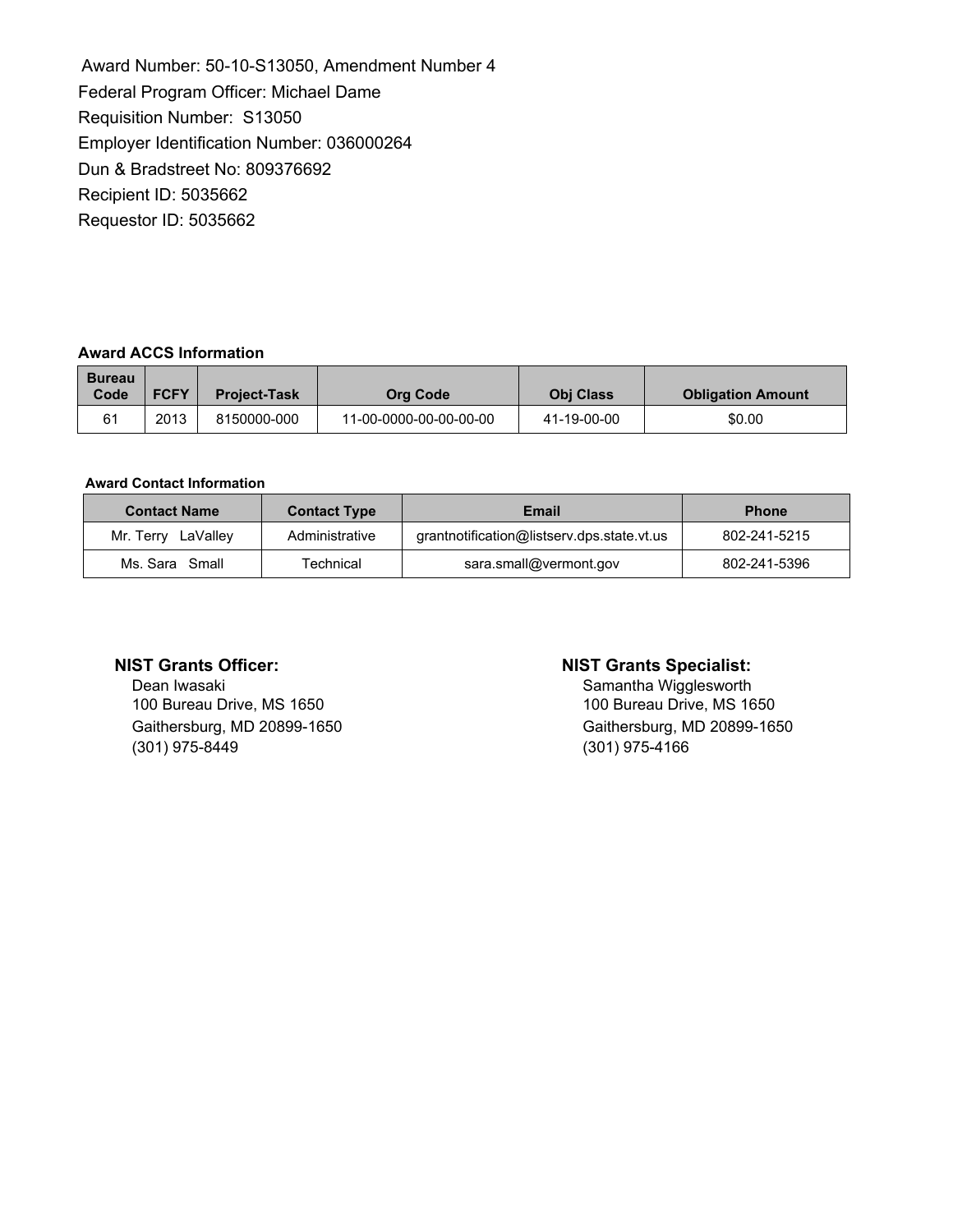Award Number: 50-10-S13050, Amendment Number 4
Federal Program Officer: Michael Dame
Requisition Number: S13050
Employer Identification Number: 036000264
Dun & Bradstreet No: 809376692
Recipient ID: 5035662
Requestor ID: 5035662

**Award ACCS Information**

| Bureau Code | FCFY | Project-Task | Org Code | Obj Class | Obligation Amount |
|---|---|---|---|---|---|
| 61 | 2013 | 8150000-000 | 11-00-0000-00-00-00-00 | 41-19-00-00 | $0.00 |

**Award Contact Information**

| Contact Name | Contact Type | Email | Phone |
|---|---|---|---|
| Mr. Terry LaValley | Administrative | grantnotification@listserv.dps.state.vt.us | 802-241-5215 |
| Ms. Sara Small | Technical | sara.small@vermont.gov | 802-241-5396 |

**NIST Grants Officer:**
Dean Iwasaki
100 Bureau Drive, MS 1650
Gaithersburg, MD 20899-1650
(301) 975-8449

**NIST Grants Specialist:**
Samantha Wigglesworth
100 Bureau Drive, MS 1650
Gaithersburg, MD 20899-1650
(301) 975-4166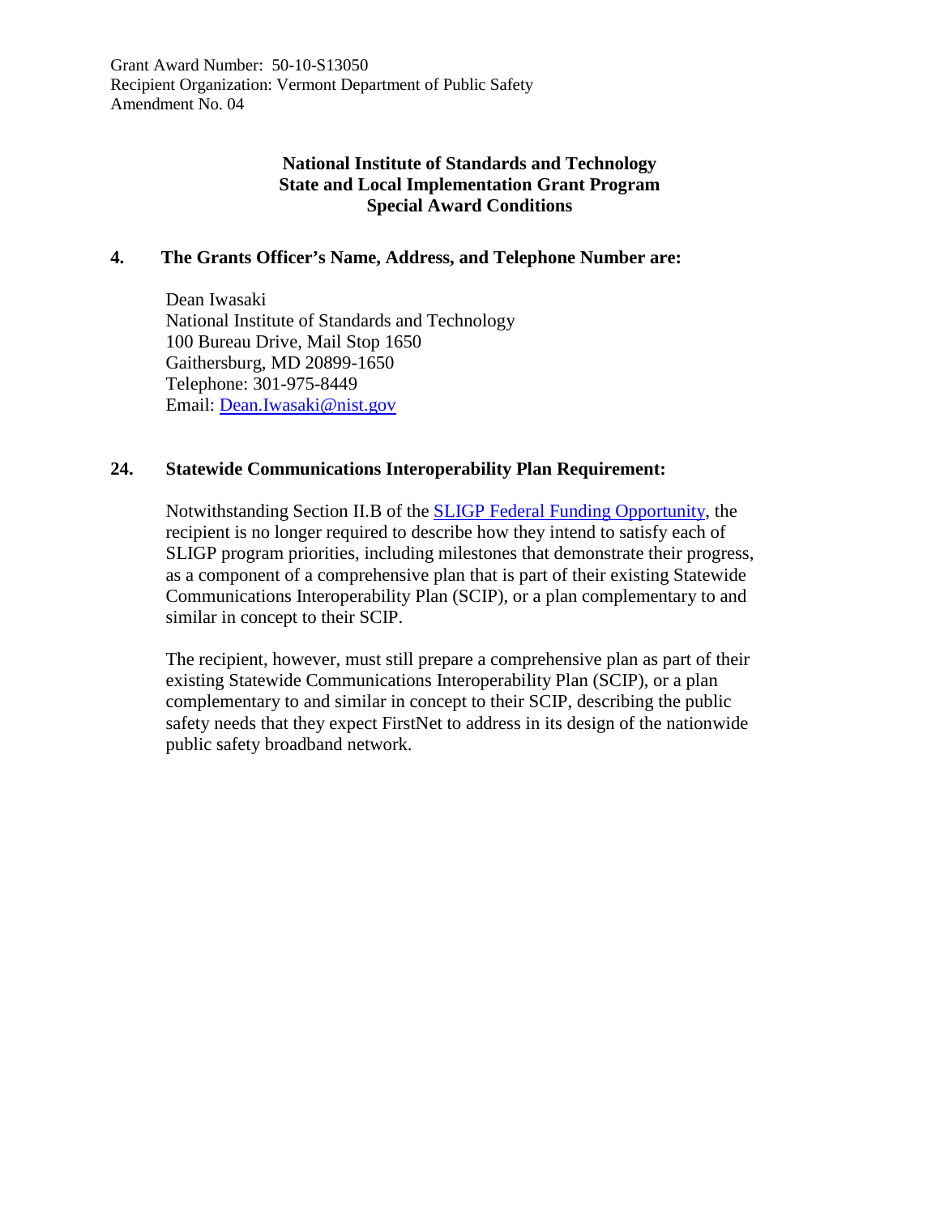Grant Award Number: 50-10-S13050
Recipient Organization: Vermont Department of Public Safety
Amendment No. 04

**National Institute of Standards and Technology**
**State and Local Implementation Grant Program**
**Special Award Conditions**

**4. The Grants Officer's Name, Address, and Telephone Number are:**

Dean Iwasaki
National Institute of Standards and Technology
100 Bureau Drive, Mail Stop 1650
Gaithersburg, MD 20899-1650
Telephone: 301-975-8449
Email: Dean.Iwasaki@nist.gov

**24. Statewide Communications Interoperability Plan Requirement:**

Notwithstanding Section II.B of the SLIGP Federal Funding Opportunity, the recipient is no longer required to describe how they intend to satisfy each of SLIGP program priorities, including milestones that demonstrate their progress, as a component of a comprehensive plan that is part of their existing Statewide Communications Interoperability Plan (SCIP), or a plan complementary to and similar in concept to their SCIP.

The recipient, however, must still prepare a comprehensive plan as part of their existing Statewide Communications Interoperability Plan (SCIP), or a plan complementary to and similar in concept to their SCIP, describing the public safety needs that they expect FirstNet to address in its design of the nationwide public safety broadband network.